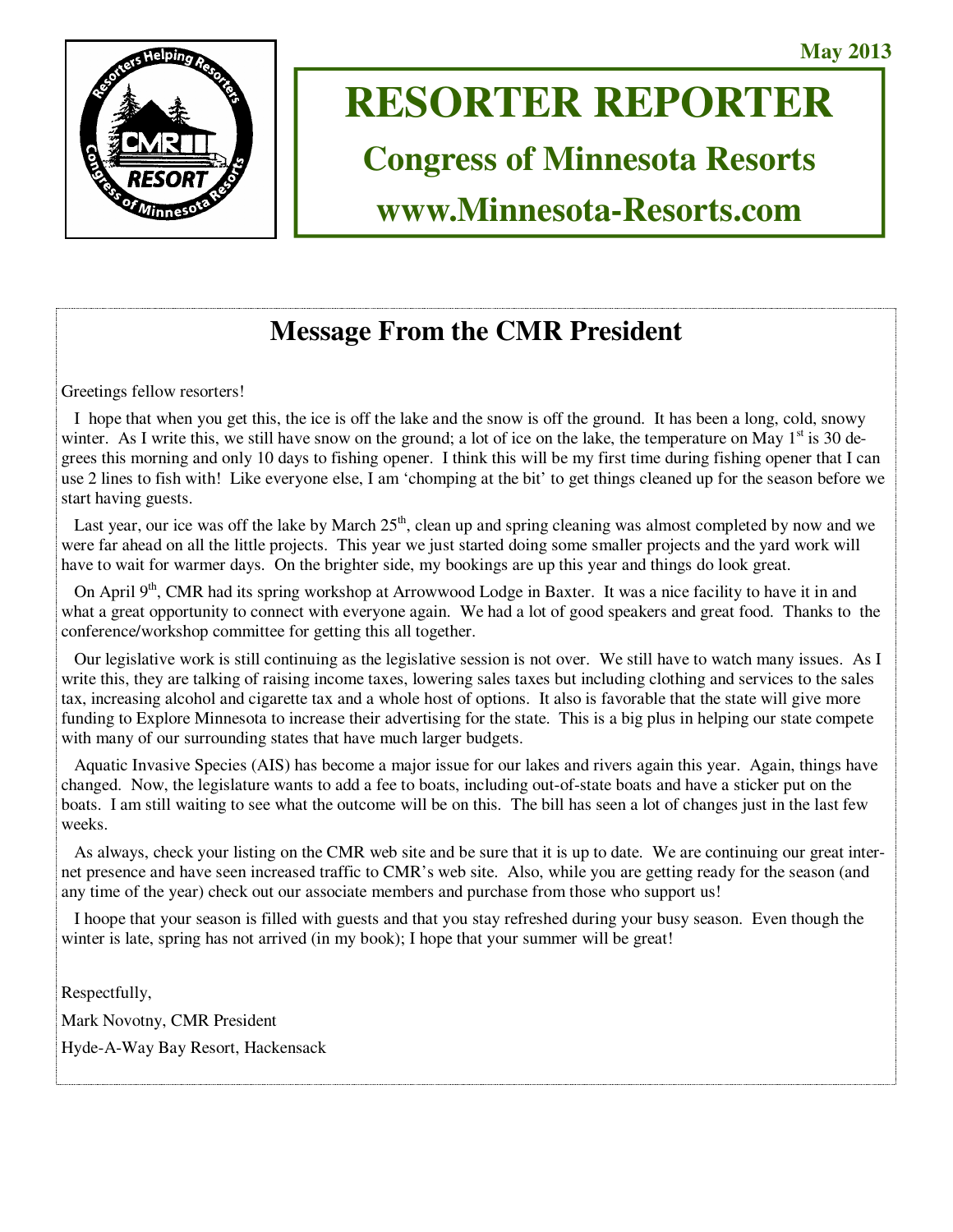May 2013

# RESORTER REPORTER

## Congress of Minnesota Resorts

## www.Minnesota-Resorts.com

## Message From the CMR President

Greetings fellow resorters!

I hope that when you get this, the ice is off the lake and the snow is off the ground. It has been a long, cold, snowy winter. As I write this, we still have snow on the ground; a lot of ice on the lake, the temperature on May 1st is 30 degrees this morning and only 10 days to fishing opener. I think this will be my first time during fishing opener that I can use 2 lines to fish with! Like everyone else, I am 'chomping at the bit' to get things cleaned up for the season before we start having guests.

Last year, our ice was off the lake by March 25th, clean up and spring cleaning was almost completed by now and we were far ahead on all the little projects. This year we just started doing some smaller projects and the yard work will have to wait for warmer days. On the brighter side, my bookings are up this year and things do look great.

On April 9th, CMR had its spring workshop at Arrowwood Lodge in Baxter. It was a nice facility to have it in and what a great opportunity to connect with everyone again. We had a lot of good speakers and great food. Thanks to the conference/workshop committee for getting this all together.

Our legislative work is still continuing as the legislative session is not over. We still have to watch many issues. As I write this, they are talking of raising income taxes, lowering sales taxes but including clothing and services to the sales tax, increasing alcohol and cigarette tax and a whole host of options. It also is favorable that the state will give more funding to Explore Minnesota to increase their advertising for the state. This is a big plus in helping our state compete with many of our surrounding states that have much larger budgets.

Aquatic Invasive Species (AIS) has become a major issue for our lakes and rivers again this year. Again, things have changed. Now, the legislature wants to add a fee to boats, including out-of-state boats and have a sticker put on the boats. I am still waiting to see what the outcome will be on this. The bill has seen a lot of changes just in the last few weeks.

As always, check your listing on the CMR web site and be sure that it is up to date. We are continuing our great internet presence and have seen increased traffic to CMR's web site. Also, while you are getting ready for the season (and any time of the year) check out our associate members and purchase from those who support us!

I hoope that your season is filled with guests and that you stay refreshed during your busy season. Even though the winter is late, spring has not arrived (in my book); I hope that your summer will be great!

Respectfully,

Mark Novotny, CMR President

Hyde-A-Way Bay Resort, Hackensack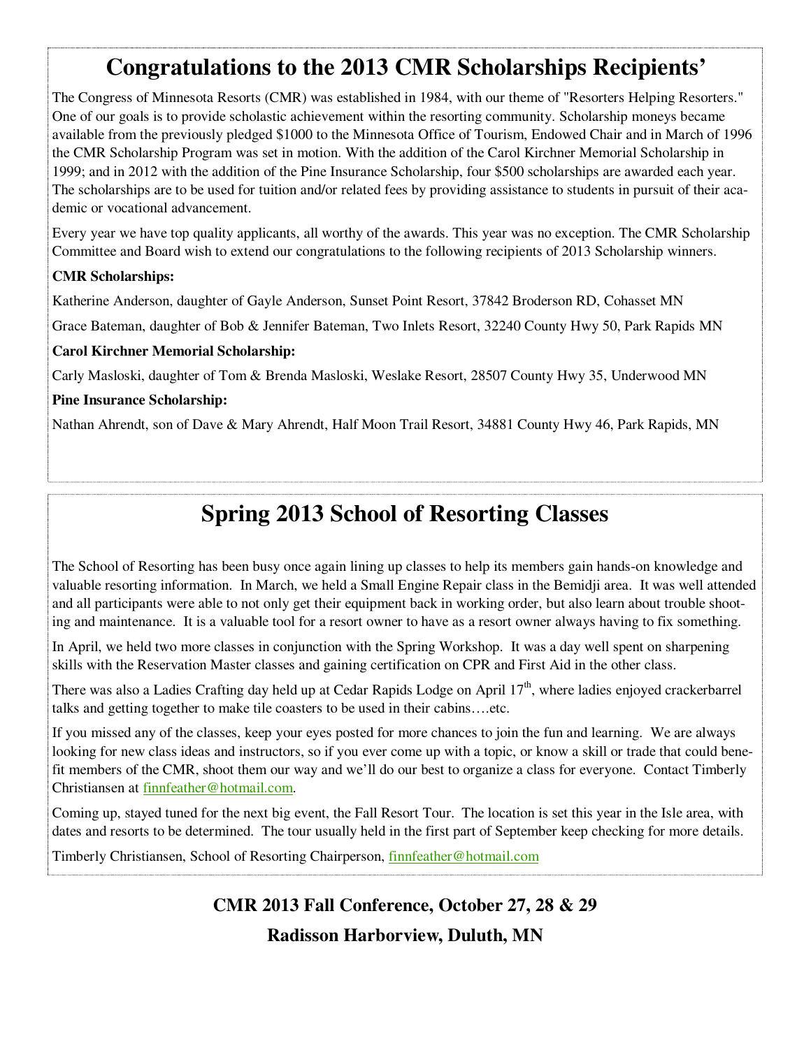## Congratulations to the 2013 CMR Scholarships Recipients'

The Congress of Minnesota Resorts (CMR) was established in 1984, with our theme of "Resorters Helping Resorters." One of our goals is to provide scholastic achievement within the resorting community. Scholarship moneys became available from the previously pledged $1000 to the Minnesota Office of Tourism, Endowed Chair and in March of 1996 the CMR Scholarship Program was set in motion. With the addition of the Carol Kirchner Memorial Scholarship in 1999; and in 2012 with the addition of the Pine Insurance Scholarship, four $500 scholarships are awarded each year. The scholarships are to be used for tuition and/or related fees by providing assistance to students in pursuit of their academic or vocational advancement.

Every year we have top quality applicants, all worthy of the awards. This year was no exception. The CMR Scholarship Committee and Board wish to extend our congratulations to the following recipients of 2013 Scholarship winners.

**CMR Scholarships:**

Katherine Anderson, daughter of Gayle Anderson, Sunset Point Resort, 37842 Broderson RD, Cohasset MN

Grace Bateman, daughter of Bob & Jennifer Bateman, Two Inlets Resort, 32240 County Hwy 50, Park Rapids MN

**Carol Kirchner Memorial Scholarship:**

Carly Masloski, daughter of Tom & Brenda Masloski, Weslake Resort, 28507 County Hwy 35, Underwood MN

**Pine Insurance Scholarship:**

Nathan Ahrendt, son of Dave & Mary Ahrendt, Half Moon Trail Resort, 34881 County Hwy 46, Park Rapids, MN

## Spring 2013 School of Resorting Classes

The School of Resorting has been busy once again lining up classes to help its members gain hands-on knowledge and valuable resorting information. In March, we held a Small Engine Repair class in the Bemidji area. It was well attended and all participants were able to not only get their equipment back in working order, but also learn about trouble shooting and maintenance. It is a valuable tool for a resort owner to have as a resort owner always having to fix something.

In April, we held two more classes in conjunction with the Spring Workshop. It was a day well spent on sharpening skills with the Reservation Master classes and gaining certification on CPR and First Aid in the other class.

There was also a Ladies Crafting day held up at Cedar Rapids Lodge on April 17th, where ladies enjoyed crackerbarrel talks and getting together to make tile coasters to be used in their cabins….etc.

If you missed any of the classes, keep your eyes posted for more chances to join the fun and learning. We are always looking for new class ideas and instructors, so if you ever come up with a topic, or know a skill or trade that could benefit members of the CMR, shoot them our way and we'll do our best to organize a class for everyone. Contact Timberly Christiansen at finnfeather@hotmail.com.

Coming up, stayed tuned for the next big event, the Fall Resort Tour. The location is set this year in the Isle area, with dates and resorts to be determined. The tour usually held in the first part of September keep checking for more details.

Timberly Christiansen, School of Resorting Chairperson, finnfeather@hotmail.com

**CMR 2013 Fall Conference, October 27, 28 & 29**

**Radisson Harborview, Duluth, MN**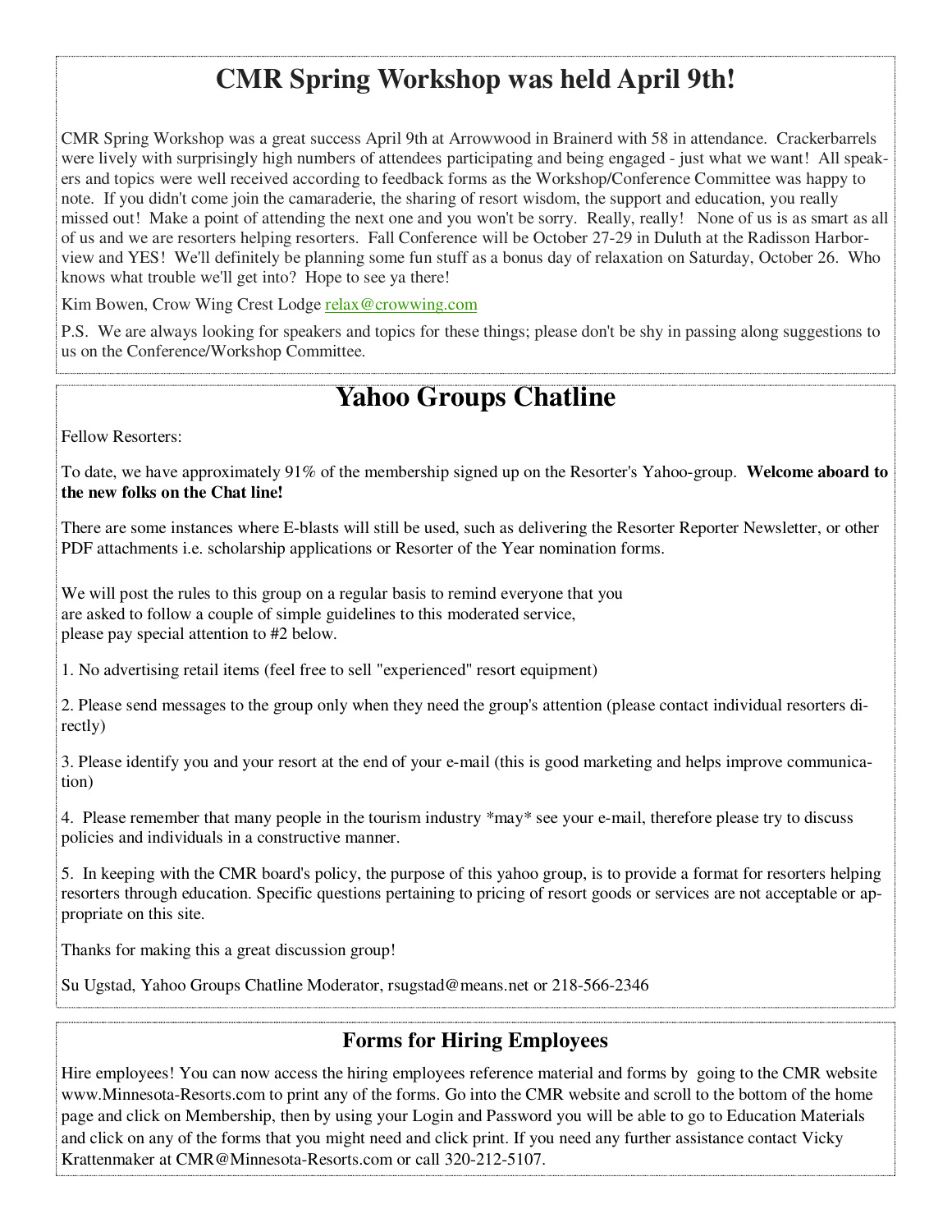# CMR Spring Workshop was held April 9th!

CMR Spring Workshop was a great success April 9th at Arrowwood in Brainerd with 58 in attendance. Crackerbarrels were lively with surprisingly high numbers of attendees participating and being engaged - just what we want! All speakers and topics were well received according to feedback forms as the Workshop/Conference Committee was happy to note. If you didn't come join the camaraderie, the sharing of resort wisdom, the support and education, you really missed out! Make a point of attending the next one and you won't be sorry. Really, really! None of us is as smart as all of us and we are resorters helping resorters. Fall Conference will be October 27-29 in Duluth at the Radisson Harborview and YES! We'll definitely be planning some fun stuff as a bonus day of relaxation on Saturday, October 26. Who knows what trouble we'll get into? Hope to see ya there!

Kim Bowen, Crow Wing Crest Lodge relax@crowwing.com

P.S. We are always looking for speakers and topics for these things; please don't be shy in passing along suggestions to us on the Conference/Workshop Committee.

# Yahoo Groups Chatline

Fellow Resorters:

To date, we have approximately 91% of the membership signed up on the Resorter's Yahoo-group. **Welcome aboard to the new folks on the Chat line!**

There are some instances where E-blasts will still be used, such as delivering the Resorter Reporter Newsletter, or other PDF attachments i.e. scholarship applications or Resorter of the Year nomination forms.

We will post the rules to this group on a regular basis to remind everyone that you are asked to follow a couple of simple guidelines to this moderated service, please pay special attention to #2 below.

1. No advertising retail items (feel free to sell "experienced" resort equipment)

2. Please send messages to the group only when they need the group's attention (please contact individual resorters directly)

3. Please identify you and your resort at the end of your e-mail (this is good marketing and helps improve communication)

4. Please remember that many people in the tourism industry *may* see your e-mail, therefore please try to discuss policies and individuals in a constructive manner.

5. In keeping with the CMR board's policy, the purpose of this yahoo group, is to provide a format for resorters helping resorters through education. Specific questions pertaining to pricing of resort goods or services are not acceptable or appropriate on this site.

Thanks for making this a great discussion group!

Su Ugstad, Yahoo Groups Chatline Moderator, rsugstad@means.net or 218-566-2346

## Forms for Hiring Employees

Hire employees! You can now access the hiring employees reference material and forms by going to the CMR website www.Minnesota-Resorts.com to print any of the forms. Go into the CMR website and scroll to the bottom of the home page and click on Membership, then by using your Login and Password you will be able to go to Education Materials and click on any of the forms that you might need and click print. If you need any further assistance contact Vicky Krattenmaker at CMR@Minnesota-Resorts.com or call 320-212-5107.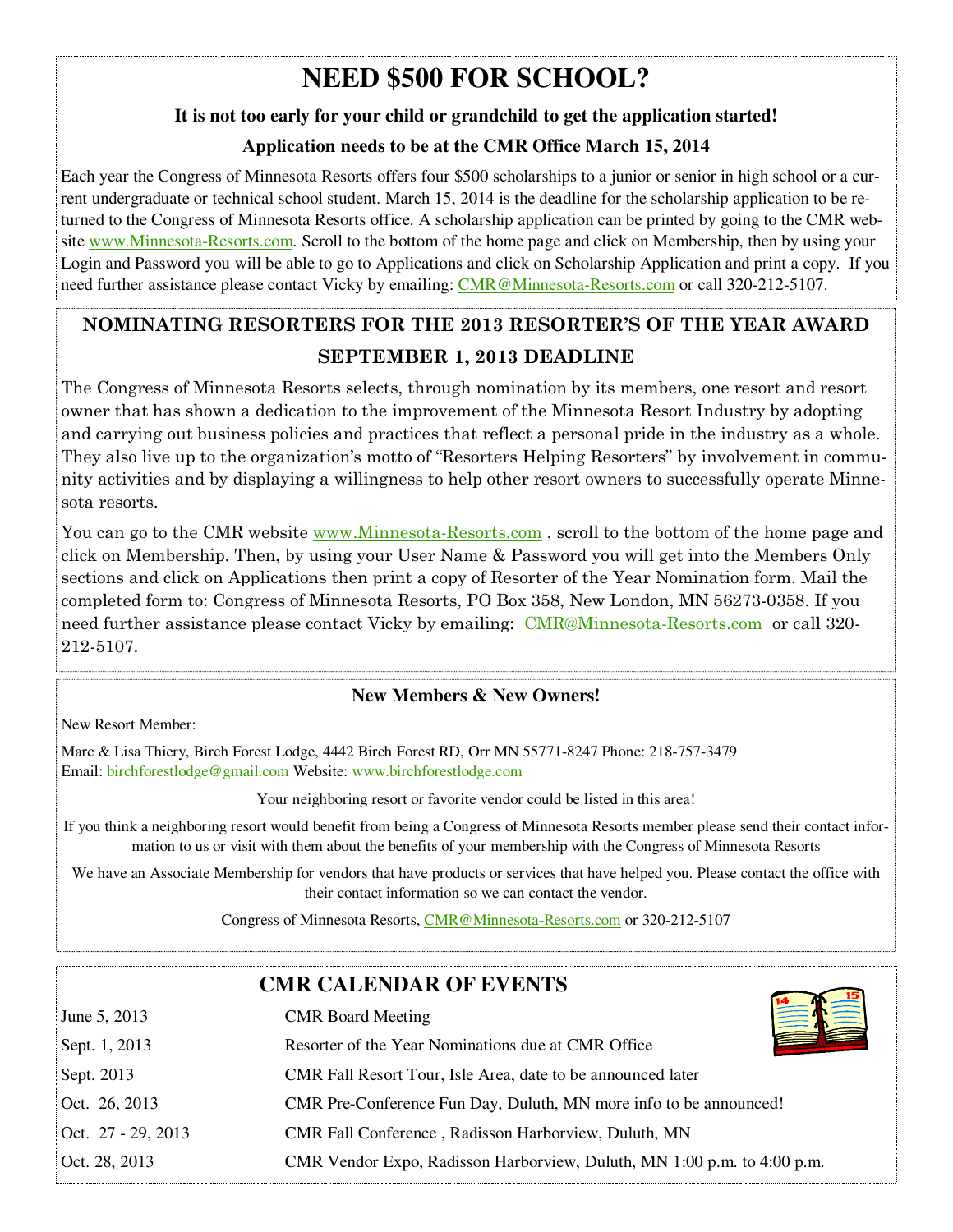# NEED $500 FOR SCHOOL?

**It is not too early for your child or grandchild to get the application started!**

**Application needs to be at the CMR Office March 15, 2014**

Each year the Congress of Minnesota Resorts offers four $500 scholarships to a junior or senior in high school or a current undergraduate or technical school student. March 15, 2014 is the deadline for the scholarship application to be returned to the Congress of Minnesota Resorts office. A scholarship application can be printed by going to the CMR website www.Minnesota-Resorts.com. Scroll to the bottom of the home page and click on Membership, then by using your Login and Password you will be able to go to Applications and click on Scholarship Application and print a copy. If you need further assistance please contact Vicky by emailing: CMR@Minnesota-Resorts.com or call 320-212-5107.

## NOMINATING RESORTERS FOR THE 2013 RESORTER'S OF THE YEAR AWARD

## SEPTEMBER 1, 2013 DEADLINE

The Congress of Minnesota Resorts selects, through nomination by its members, one resort and resort owner that has shown a dedication to the improvement of the Minnesota Resort Industry by adopting and carrying out business policies and practices that reflect a personal pride in the industry as a whole. They also live up to the organization's motto of "Resorters Helping Resorters" by involvement in community activities and by displaying a willingness to help other resort owners to successfully operate Minnesota resorts.

You can go to the CMR website www.Minnesota-Resorts.com , scroll to the bottom of the home page and click on Membership. Then, by using your User Name & Password you will get into the Members Only sections and click on Applications then print a copy of Resorter of the Year Nomination form. Mail the completed form to: Congress of Minnesota Resorts, PO Box 358, New London, MN 56273-0358. If you need further assistance please contact Vicky by emailing: CMR@Minnesota-Resorts.com or call 320-212-5107.

### New Members & New Owners!

New Resort Member:

Marc & Lisa Thiery, Birch Forest Lodge, 4442 Birch Forest RD, Orr MN 55771-8247 Phone: 218-757-3479
Email: birchforestlodge@gmail.com Website: www.birchforestlodge.com

Your neighboring resort or favorite vendor could be listed in this area!

If you think a neighboring resort would benefit from being a Congress of Minnesota Resorts member please send their contact information to us or visit with them about the benefits of your membership with the Congress of Minnesota Resorts

We have an Associate Membership for vendors that have products or services that have helped you. Please contact the office with their contact information so we can contact the vendor.

Congress of Minnesota Resorts, CMR@Minnesota-Resorts.com or 320-212-5107

## CMR CALENDAR OF EVENTS

| Date | Event |
|---|---|
| June 5, 2013 | CMR Board Meeting |
| Sept. 1, 2013 | Resorter of the Year Nominations due at CMR Office |
| Sept. 2013 | CMR Fall Resort Tour, Isle Area, date to be announced later |
| Oct. 26, 2013 | CMR Pre-Conference Fun Day, Duluth, MN more info to be announced! |
| Oct. 27 - 29, 2013 | CMR Fall Conference , Radisson Harborview, Duluth, MN |
| Oct. 28, 2013 | CMR Vendor Expo, Radisson Harborview, Duluth, MN 1:00 p.m. to 4:00 p.m. |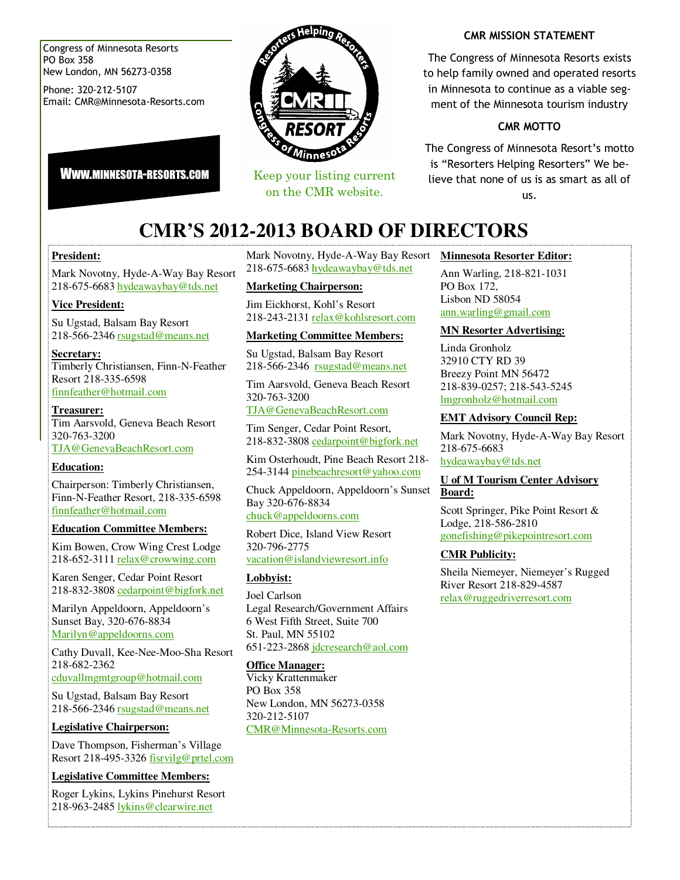Congress of Minnesota Resorts
PO Box 358
New London, MN 56273-0358

Phone: 320-212-5107
Email: CMR@Minnesota-Resorts.com

**WWW.MINNESOTA-RESORTS.COM**

Keep your listing current on the CMR website.

### CMR MISSION STATEMENT

The Congress of Minnesota Resorts exists to help family owned and operated resorts in Minnesota to continue as a viable segment of the Minnesota tourism industry

### CMR MOTTO

The Congress of Minnesota Resort's motto is "Resorters Helping Resorters" We believe that none of us is as smart as all of us.

# CMR'S 2012-2013 BOARD OF DIRECTORS

**President:**

Mark Novotny, Hyde-A-Way Bay Resort 218-675-6683 hydeawaybay@tds.net

**Vice President:**

Su Ugstad, Balsam Bay Resort
218-566-2346 rsugstad@means.net

**Secretary:**
Timberly Christiansen, Finn-N-Feather Resort 218-335-6598
finnfeather@hotmail.com

**Treasurer:**
Tim Aarsvold, Geneva Beach Resort
320-763-3200
TJA@GenevaBeachResort.com

**Education:**

Chairperson: Timberly Christiansen, Finn-N-Feather Resort, 218-335-6598
finnfeather@hotmail.com

**Education Committee Members:**

Kim Bowen, Crow Wing Crest Lodge
218-652-3111 relax@crowwing.com

Karen Senger, Cedar Point Resort
218-832-3808 cedarpoint@bigfork.net

Marilyn Appeldoorn, Appeldoorn's Sunset Bay, 320-676-8834
Marilyn@appeldoorns.com

Cathy Duvall, Kee-Nee-Moo-Sha Resort
218-682-2362
cduvallmgmtgroup@hotmail.com

Su Ugstad, Balsam Bay Resort
218-566-2346 rsugstad@means.net

**Legislative Chairperson:**

Dave Thompson, Fisherman's Village Resort 218-495-3326 fisrvilg@prtel.com

**Legislative Committee Members:**

Roger Lykins, Lykins Pinehurst Resort
218-963-2485 lykins@clearwire.net

Mark Novotny, Hyde-A-Way Bay Resort
218-675-6683 hydeawaybay@tds.net

**Marketing Chairperson:**

Jim Eickhorst, Kohl's Resort
218-243-2131 relax@kohlsresort.com

**Marketing Committee Members:**

Su Ugstad, Balsam Bay Resort
218-566-2346 rsugstad@means.net

Tim Aarsvold, Geneva Beach Resort
320-763-3200
TJA@GenevaBeachResort.com

Tim Senger, Cedar Point Resort,
218-832-3808 cedarpoint@bigfork.net

Kim Osterhoudt, Pine Beach Resort 218-254-3144 pinebeachresort@yahoo.com

Chuck Appeldoorn, Appeldoorn's Sunset Bay 320-676-8834
chuck@appeldoorns.com

Robert Dice, Island View Resort
320-796-2775
vacation@islandviewresort.info

**Lobbyist:**

Joel Carlson
Legal Research/Government Affairs
6 West Fifth Street, Suite 700
St. Paul, MN 55102
651-223-2868 jdcresearch@aol.com

**Office Manager:**
Vicky Krattenmaker
PO Box 358
New London, MN 56273-0358
320-212-5107
CMR@Minnesota-Resorts.com

**Minnesota Resorter Editor:**

Ann Warling, 218-821-1031
PO Box 172,
Lisbon ND 58054
ann.warling@gmail.com

**MN Resorter Advertising:**

Linda Gronholz
32910 CTY RD 39
Breezy Point MN 56472
218-839-0257; 218-543-5245
lmgronholz@hotmail.com

**EMT Advisory Council Rep:**

Mark Novotny, Hyde-A-Way Bay Resort
218-675-6683
hydeawaybay@tds.net

**U of M Tourism Center Advisory Board:**

Scott Springer, Pike Point Resort & Lodge, 218-586-2810
gonefishing@pikepointresort.com

**CMR Publicity:**

Sheila Niemeyer, Niemeyer's Rugged River Resort 218-829-4587
relax@ruggedriverresort.com